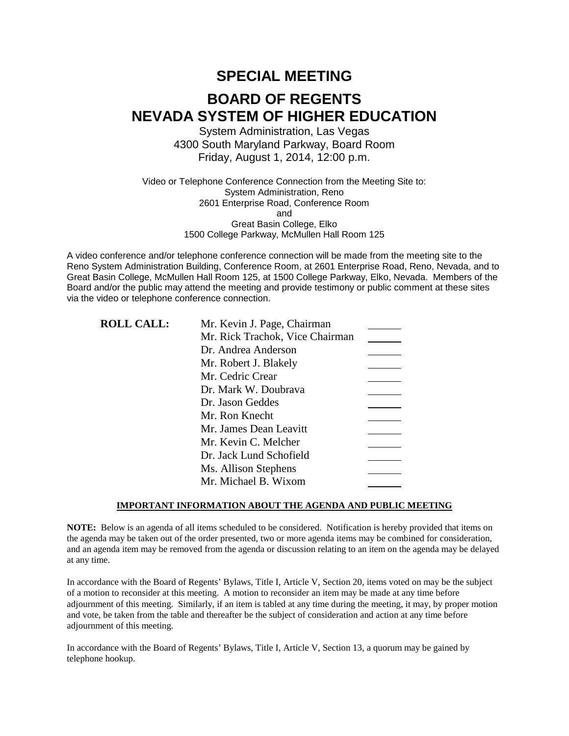# SPECIAL MEETING

# BOARD OF REGENTS
# NEVADA SYSTEM OF HIGHER EDUCATION

System Administration, Las Vegas
4300 South Maryland Parkway, Board Room
Friday, August 1, 2014, 12:00 p.m.

Video or Telephone Conference Connection from the Meeting Site to:
System Administration, Reno
2601 Enterprise Road, Conference Room
and
Great Basin College, Elko
1500 College Parkway, McMullen Hall Room 125

A video conference and/or telephone conference connection will be made from the meeting site to the Reno System Administration Building, Conference Room, at 2601 Enterprise Road, Reno, Nevada, and to Great Basin College, McMullen Hall Room 125, at 1500 College Parkway, Elko, Nevada. Members of the Board and/or the public may attend the meeting and provide testimony or public comment at these sites via the video or telephone conference connection.

**ROLL CALL:**

| | |
|---|---|
| Mr. Kevin J. Page, Chairman | ______ |
| Mr. Rick Trachok, Vice Chairman | ______ |
| Dr. Andrea Anderson | ______ |
| Mr. Robert J. Blakely | ______ |
| Mr. Cedric Crear | ______ |
| Dr. Mark W. Doubrava | ______ |
| Dr. Jason Geddes | ______ |
| Mr. Ron Knecht | ______ |
| Mr. James Dean Leavitt | ______ |
| Mr. Kevin C. Melcher | ______ |
| Dr. Jack Lund Schofield | ______ |
| Ms. Allison Stephens | ______ |
| Mr. Michael B. Wixom | ______ |

**IMPORTANT INFORMATION ABOUT THE AGENDA AND PUBLIC MEETING**

**NOTE:** Below is an agenda of all items scheduled to be considered. Notification is hereby provided that items on the agenda may be taken out of the order presented, two or more agenda items may be combined for consideration, and an agenda item may be removed from the agenda or discussion relating to an item on the agenda may be delayed at any time.

In accordance with the Board of Regents' Bylaws, Title I, Article V, Section 20, items voted on may be the subject of a motion to reconsider at this meeting. A motion to reconsider an item may be made at any time before adjournment of this meeting. Similarly, if an item is tabled at any time during the meeting, it may, by proper motion and vote, be taken from the table and thereafter be the subject of consideration and action at any time before adjournment of this meeting.

In accordance with the Board of Regents' Bylaws, Title I, Article V, Section 13, a quorum may be gained by telephone hookup.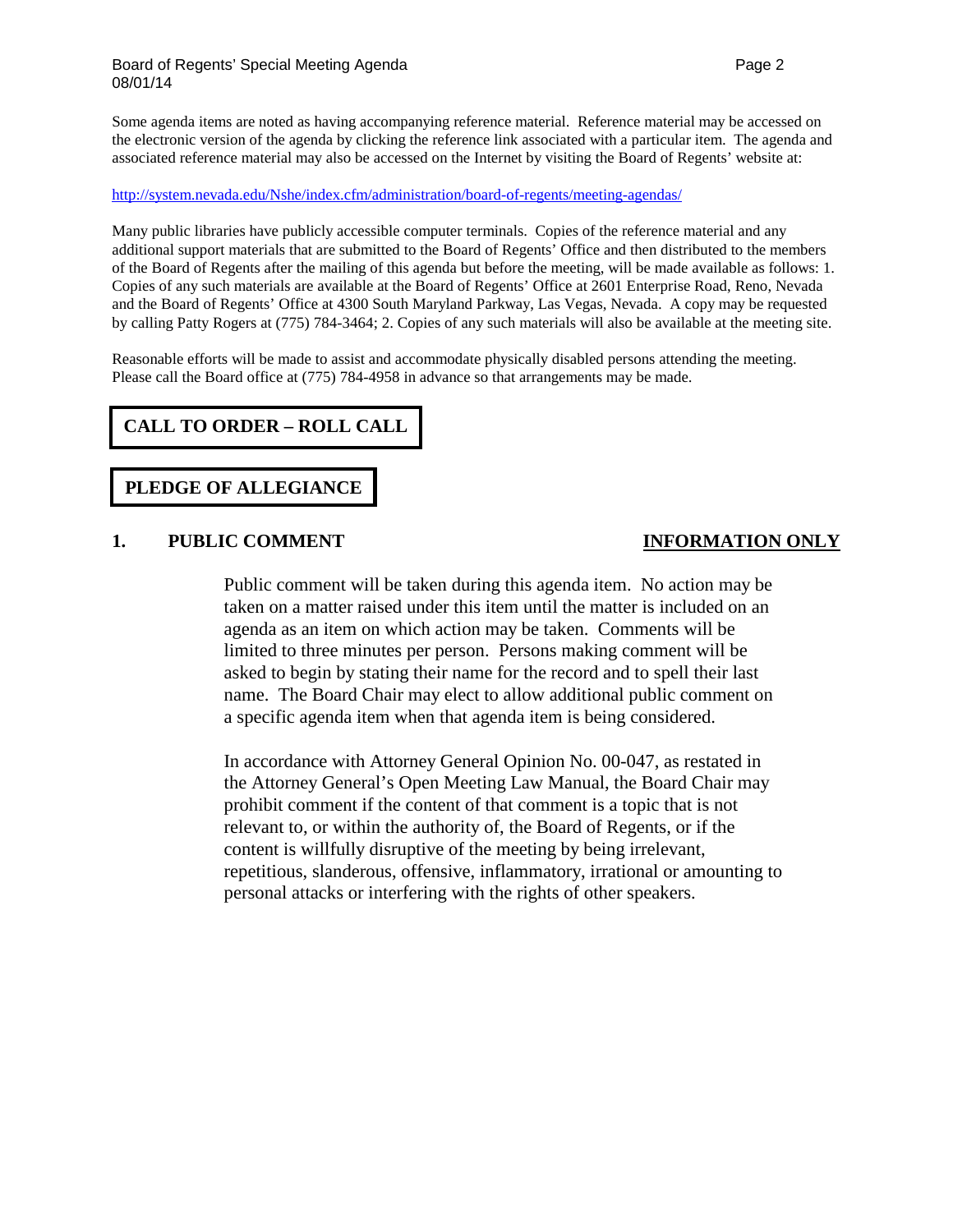Some agenda items are noted as having accompanying reference material. Reference material may be accessed on the electronic version of the agenda by clicking the reference link associated with a particular item. The agenda and associated reference material may also be accessed on the Internet by visiting the Board of Regents' website at:

http://system.nevada.edu/Nshe/index.cfm/administration/board-of-regents/meeting-agendas/

Many public libraries have publicly accessible computer terminals. Copies of the reference material and any additional support materials that are submitted to the Board of Regents' Office and then distributed to the members of the Board of Regents after the mailing of this agenda but before the meeting, will be made available as follows: 1. Copies of any such materials are available at the Board of Regents' Office at 2601 Enterprise Road, Reno, Nevada and the Board of Regents' Office at 4300 South Maryland Parkway, Las Vegas, Nevada. A copy may be requested by calling Patty Rogers at (775) 784-3464; 2. Copies of any such materials will also be available at the meeting site.

Reasonable efforts will be made to assist and accommodate physically disabled persons attending the meeting. Please call the Board office at (775) 784-4958 in advance so that arrangements may be made.

## CALL TO ORDER – ROLL CALL

## PLEDGE OF ALLEGIANCE

## 1. PUBLIC COMMENT — INFORMATION ONLY

Public comment will be taken during this agenda item. No action may be taken on a matter raised under this item until the matter is included on an agenda as an item on which action may be taken. Comments will be limited to three minutes per person. Persons making comment will be asked to begin by stating their name for the record and to spell their last name. The Board Chair may elect to allow additional public comment on a specific agenda item when that agenda item is being considered.

In accordance with Attorney General Opinion No. 00-047, as restated in the Attorney General's Open Meeting Law Manual, the Board Chair may prohibit comment if the content of that comment is a topic that is not relevant to, or within the authority of, the Board of Regents, or if the content is willfully disruptive of the meeting by being irrelevant, repetitious, slanderous, offensive, inflammatory, irrational or amounting to personal attacks or interfering with the rights of other speakers.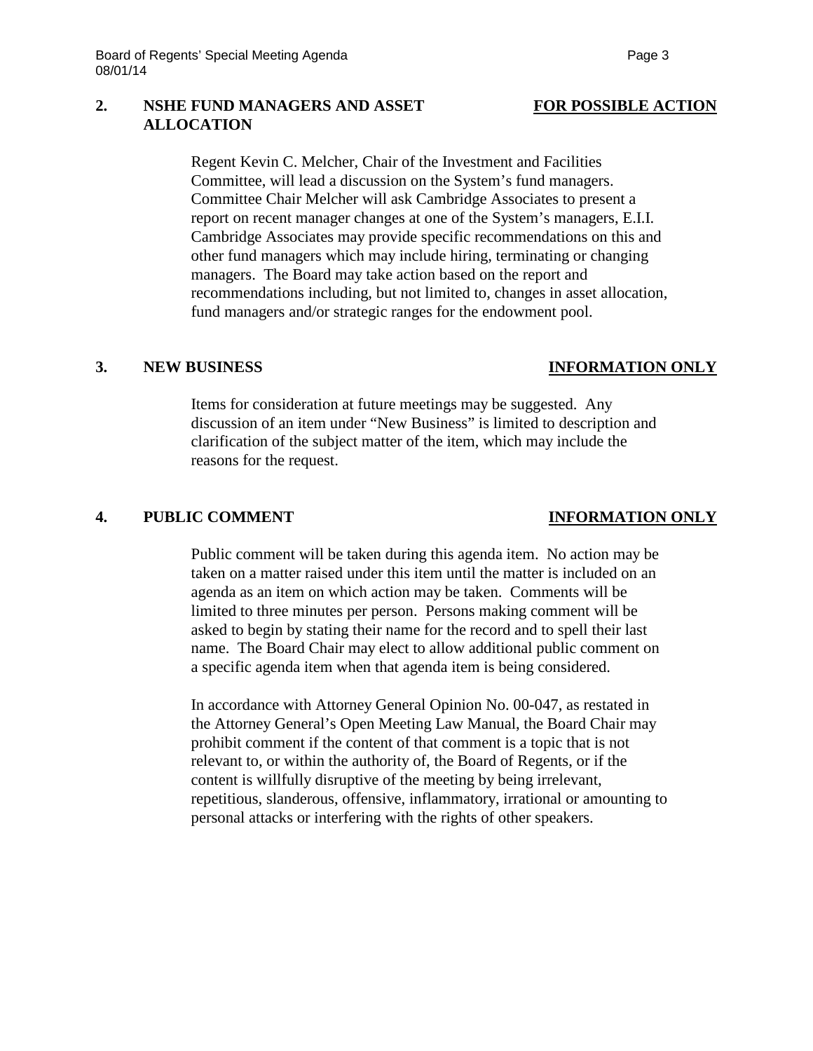## 2. NSHE FUND MANAGERS AND ASSET ALLOCATION — FOR POSSIBLE ACTION

Regent Kevin C. Melcher, Chair of the Investment and Facilities Committee, will lead a discussion on the System's fund managers. Committee Chair Melcher will ask Cambridge Associates to present a report on recent manager changes at one of the System's managers, E.I.I. Cambridge Associates may provide specific recommendations on this and other fund managers which may include hiring, terminating or changing managers. The Board may take action based on the report and recommendations including, but not limited to, changes in asset allocation, fund managers and/or strategic ranges for the endowment pool.

## 3. NEW BUSINESS — INFORMATION ONLY

Items for consideration at future meetings may be suggested. Any discussion of an item under "New Business" is limited to description and clarification of the subject matter of the item, which may include the reasons for the request.

## 4. PUBLIC COMMENT — INFORMATION ONLY

Public comment will be taken during this agenda item. No action may be taken on a matter raised under this item until the matter is included on an agenda as an item on which action may be taken. Comments will be limited to three minutes per person. Persons making comment will be asked to begin by stating their name for the record and to spell their last name. The Board Chair may elect to allow additional public comment on a specific agenda item when that agenda item is being considered.

In accordance with Attorney General Opinion No. 00-047, as restated in the Attorney General's Open Meeting Law Manual, the Board Chair may prohibit comment if the content of that comment is a topic that is not relevant to, or within the authority of, the Board of Regents, or if the content is willfully disruptive of the meeting by being irrelevant, repetitious, slanderous, offensive, inflammatory, irrational or amounting to personal attacks or interfering with the rights of other speakers.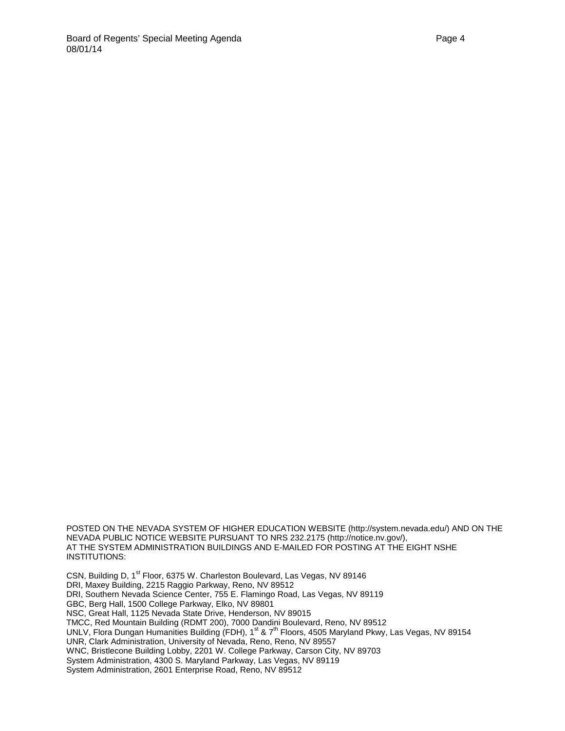POSTED ON THE NEVADA SYSTEM OF HIGHER EDUCATION WEBSITE (http://system.nevada.edu/) AND ON THE NEVADA PUBLIC NOTICE WEBSITE PURSUANT TO NRS 232.2175 (http://notice.nv.gov/), AT THE SYSTEM ADMINISTRATION BUILDINGS AND E-MAILED FOR POSTING AT THE EIGHT NSHE INSTITUTIONS:

CSN, Building D, 1st Floor, 6375 W. Charleston Boulevard, Las Vegas, NV 89146
DRI, Maxey Building, 2215 Raggio Parkway, Reno, NV 89512
DRI, Southern Nevada Science Center, 755 E. Flamingo Road, Las Vegas, NV 89119
GBC, Berg Hall, 1500 College Parkway, Elko, NV 89801
NSC, Great Hall, 1125 Nevada State Drive, Henderson, NV 89015
TMCC, Red Mountain Building (RDMT 200), 7000 Dandini Boulevard, Reno, NV 89512
UNLV, Flora Dungan Humanities Building (FDH), 1st & 7th Floors, 4505 Maryland Pkwy, Las Vegas, NV 89154
UNR, Clark Administration, University of Nevada, Reno, Reno, NV 89557
WNC, Bristlecone Building Lobby, 2201 W. College Parkway, Carson City, NV 89703
System Administration, 4300 S. Maryland Parkway, Las Vegas, NV 89119
System Administration, 2601 Enterprise Road, Reno, NV 89512